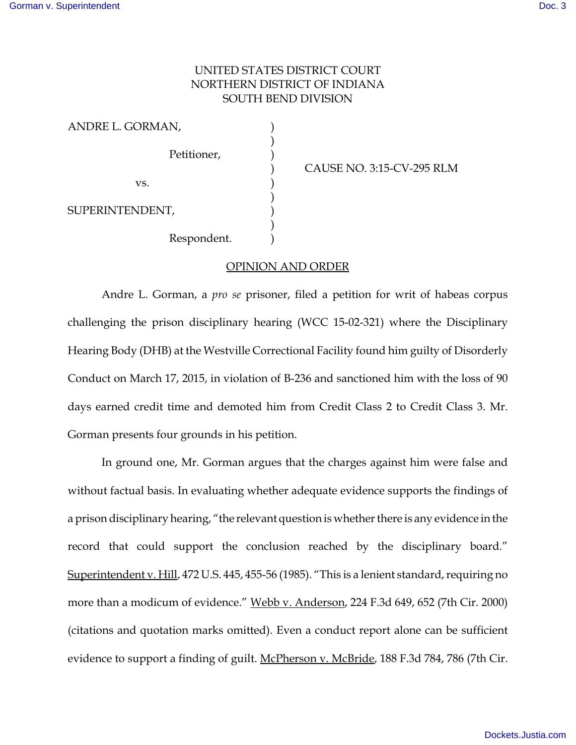UNITED STATES DISTRICT COURT
NORTHERN DISTRICT OF INDIANA
SOUTH BEND DIVISION

ANDRE L. GORMAN, )
 )
Petitioner, )
 ) CAUSE NO. 3:15-CV-295 RLM
vs. )
 )
SUPERINTENDENT, )
 )
Respondent. )

## OPINION AND ORDER

Andre L. Gorman, a *pro se* prisoner, filed a petition for writ of habeas corpus challenging the prison disciplinary hearing (WCC 15-02-321) where the Disciplinary Hearing Body (DHB) at the Westville Correctional Facility found him guilty of Disorderly Conduct on March 17, 2015, in violation of B-236 and sanctioned him with the loss of 90 days earned credit time and demoted him from Credit Class 2 to Credit Class 3. Mr. Gorman presents four grounds in his petition.

In ground one, Mr. Gorman argues that the charges against him were false and without factual basis. In evaluating whether adequate evidence supports the findings of a prison disciplinary hearing, "the relevant question is whether there is any evidence in the record that could support the conclusion reached by the disciplinary board." Superintendent v. Hill, 472 U.S. 445, 455-56 (1985). "This is a lenient standard, requiring no more than a modicum of evidence." Webb v. Anderson, 224 F.3d 649, 652 (7th Cir. 2000) (citations and quotation marks omitted). Even a conduct report alone can be sufficient evidence to support a finding of guilt. McPherson v. McBride, 188 F.3d 784, 786 (7th Cir.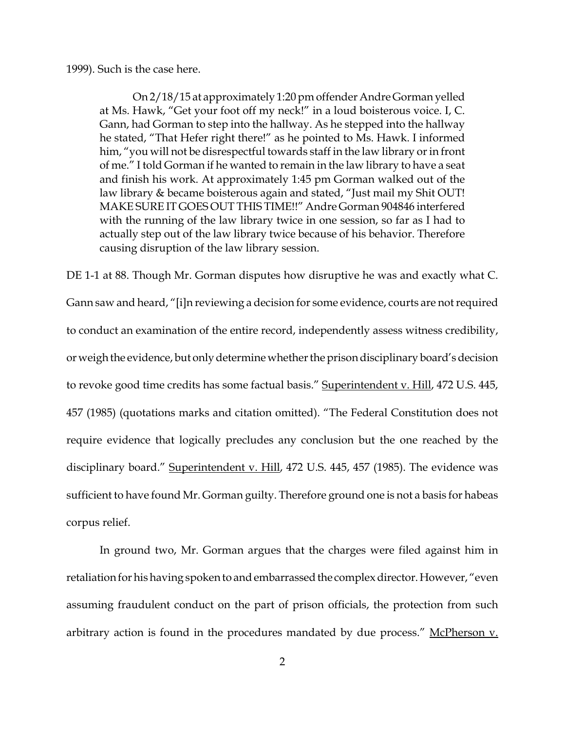1999). Such is the case here.

> On 2/18/15 at approximately 1:20 pm offender Andre Gorman yelled at Ms. Hawk, "Get your foot off my neck!" in a loud boisterous voice. I, C. Gann, had Gorman to step into the hallway. As he stepped into the hallway he stated, "That Hefer right there!" as he pointed to Ms. Hawk. I informed him, "you will not be disrespectful towards staff in the law library or in front of me." I told Gorman if he wanted to remain in the law library to have a seat and finish his work. At approximately 1:45 pm Gorman walked out of the law library & became boisterous again and stated, "Just mail my Shit OUT! MAKE SURE IT GOES OUT THIS TIME!!" Andre Gorman 904846 interfered with the running of the law library twice in one session, so far as I had to actually step out of the law library twice because of his behavior. Therefore causing disruption of the law library session.

DE 1-1 at 88. Though Mr. Gorman disputes how disruptive he was and exactly what C. Gann saw and heard, "[i]n reviewing a decision for some evidence, courts are not required to conduct an examination of the entire record, independently assess witness credibility, or weigh the evidence, but only determine whether the prison disciplinary board's decision to revoke good time credits has some factual basis." Superintendent v. Hill, 472 U.S. 445, 457 (1985) (quotations marks and citation omitted). "The Federal Constitution does not require evidence that logically precludes any conclusion but the one reached by the disciplinary board." Superintendent v. Hill, 472 U.S. 445, 457 (1985). The evidence was sufficient to have found Mr. Gorman guilty. Therefore ground one is not a basis for habeas corpus relief.

In ground two, Mr. Gorman argues that the charges were filed against him in retaliation for his having spoken to and embarrassed the complex director. However, "even assuming fraudulent conduct on the part of prison officials, the protection from such arbitrary action is found in the procedures mandated by due process." McPherson v.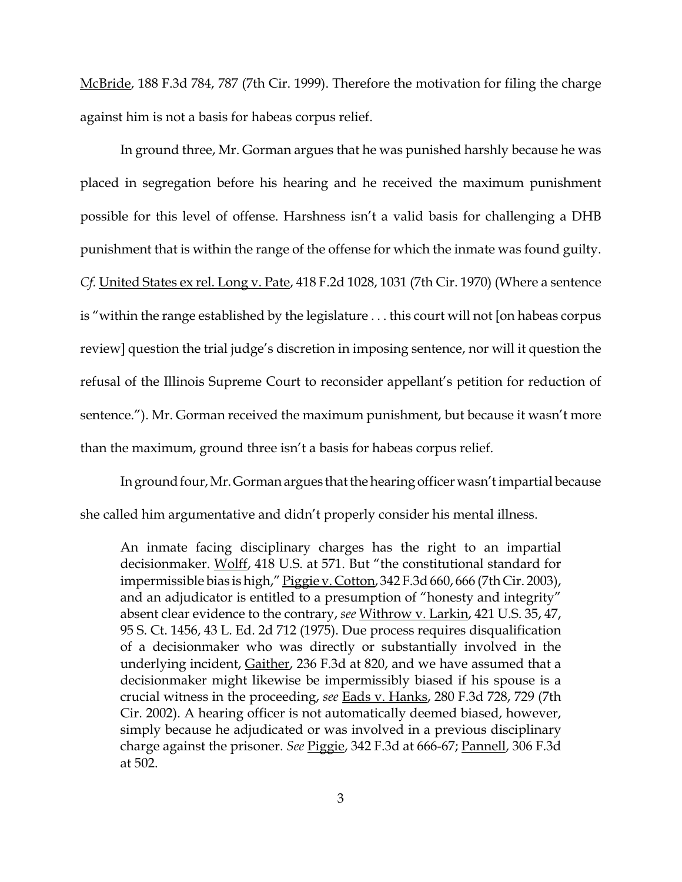McBride, 188 F.3d 784, 787 (7th Cir. 1999). Therefore the motivation for filing the charge against him is not a basis for habeas corpus relief.

In ground three, Mr. Gorman argues that he was punished harshly because he was placed in segregation before his hearing and he received the maximum punishment possible for this level of offense. Harshness isn't a valid basis for challenging a DHB punishment that is within the range of the offense for which the inmate was found guilty. *Cf.* United States ex rel. Long v. Pate, 418 F.2d 1028, 1031 (7th Cir. 1970) (Where a sentence is "within the range established by the legislature . . . this court will not [on habeas corpus review] question the trial judge's discretion in imposing sentence, nor will it question the refusal of the Illinois Supreme Court to reconsider appellant's petition for reduction of sentence."). Mr. Gorman received the maximum punishment, but because it wasn't more than the maximum, ground three isn't a basis for habeas corpus relief.

In ground four, Mr. Gorman argues that the hearing officer wasn't impartial because she called him argumentative and didn't properly consider his mental illness.

> An inmate facing disciplinary charges has the right to an impartial decisionmaker. Wolff, 418 U.S. at 571. But "the constitutional standard for impermissible bias is high," Piggie v. Cotton, 342 F.3d 660, 666 (7th Cir. 2003), and an adjudicator is entitled to a presumption of "honesty and integrity" absent clear evidence to the contrary, *see* Withrow v. Larkin, 421 U.S. 35, 47, 95 S. Ct. 1456, 43 L. Ed. 2d 712 (1975). Due process requires disqualification of a decisionmaker who was directly or substantially involved in the underlying incident, Gaither, 236 F.3d at 820, and we have assumed that a decisionmaker might likewise be impermissibly biased if his spouse is a crucial witness in the proceeding, *see* Eads v. Hanks, 280 F.3d 728, 729 (7th Cir. 2002). A hearing officer is not automatically deemed biased, however, simply because he adjudicated or was involved in a previous disciplinary charge against the prisoner. *See* Piggie, 342 F.3d at 666-67; Pannell, 306 F.3d at 502.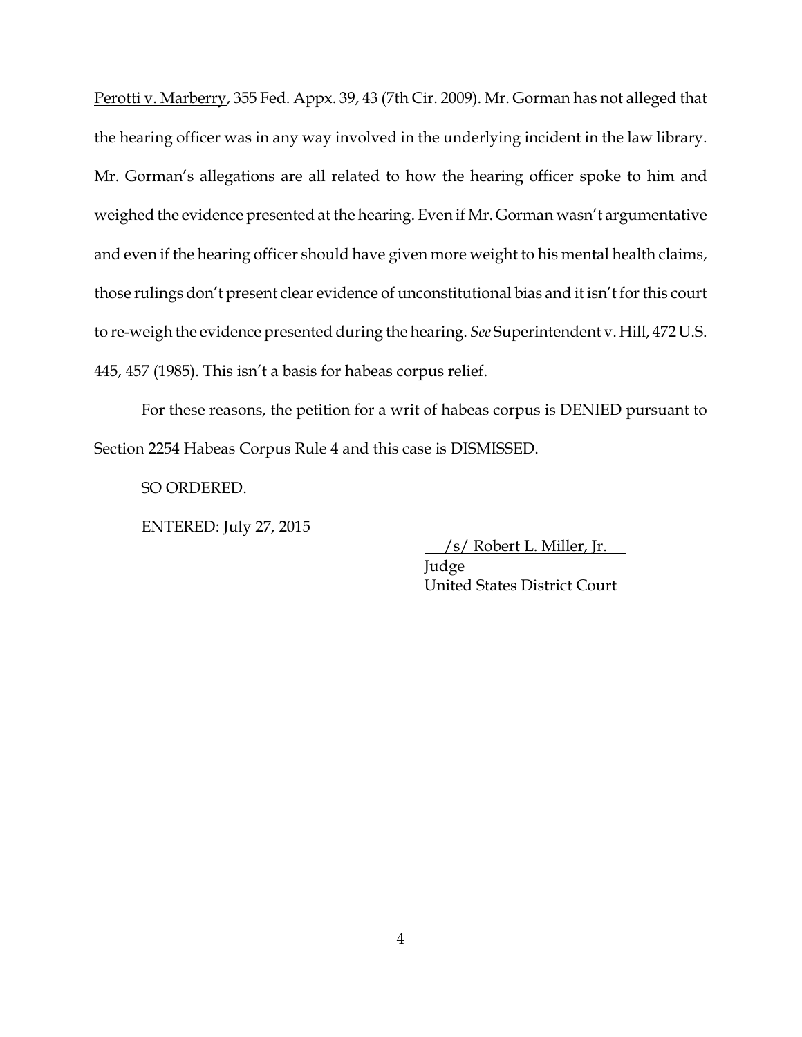Perotti v. Marberry, 355 Fed. Appx. 39, 43 (7th Cir. 2009). Mr. Gorman has not alleged that the hearing officer was in any way involved in the underlying incident in the law library. Mr. Gorman's allegations are all related to how the hearing officer spoke to him and weighed the evidence presented at the hearing. Even if Mr. Gorman wasn't argumentative and even if the hearing officer should have given more weight to his mental health claims, those rulings don't present clear evidence of unconstitutional bias and it isn't for this court to re-weigh the evidence presented during the hearing. *See* Superintendent v. Hill, 472 U.S. 445, 457 (1985). This isn't a basis for habeas corpus relief.

For these reasons, the petition for a writ of habeas corpus is DENIED pursuant to Section 2254 Habeas Corpus Rule 4 and this case is DISMISSED.

SO ORDERED.

ENTERED: July 27, 2015

/s/ Robert L. Miller, Jr.
Judge
United States District Court